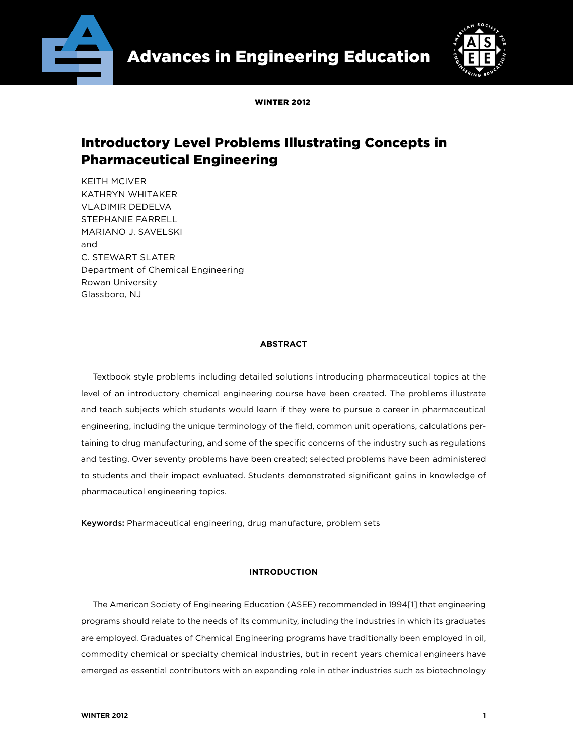# Introductory Level Problems Illustrating Concepts in Pharmaceutical Engineering

KEITH MCIVER
KATHRYN WHITAKER
VLADIMIR DEDELVA
STEPHANIE FARRELL
MARIANO J. SAVELSKI
and
C. STEWART SLATER
Department of Chemical Engineering
Rowan University
Glassboro, NJ

## ABSTRACT

Textbook style problems including detailed solutions introducing pharmaceutical topics at the level of an introductory chemical engineering course have been created. The problems illustrate and teach subjects which students would learn if they were to pursue a career in pharmaceutical engineering, including the unique terminology of the field, common unit operations, calculations pertaining to drug manufacturing, and some of the specific concerns of the industry such as regulations and testing. Over seventy problems have been created; selected problems have been administered to students and their impact evaluated. Students demonstrated significant gains in knowledge of pharmaceutical engineering topics.

**Keywords:** Pharmaceutical engineering, drug manufacture, problem sets

## INTRODUCTION

The American Society of Engineering Education (ASEE) recommended in 1994[1] that engineering programs should relate to the needs of its community, including the industries in which its graduates are employed. Graduates of Chemical Engineering programs have traditionally been employed in oil, commodity chemical or specialty chemical industries, but in recent years chemical engineers have emerged as essential contributors with an expanding role in other industries such as biotechnology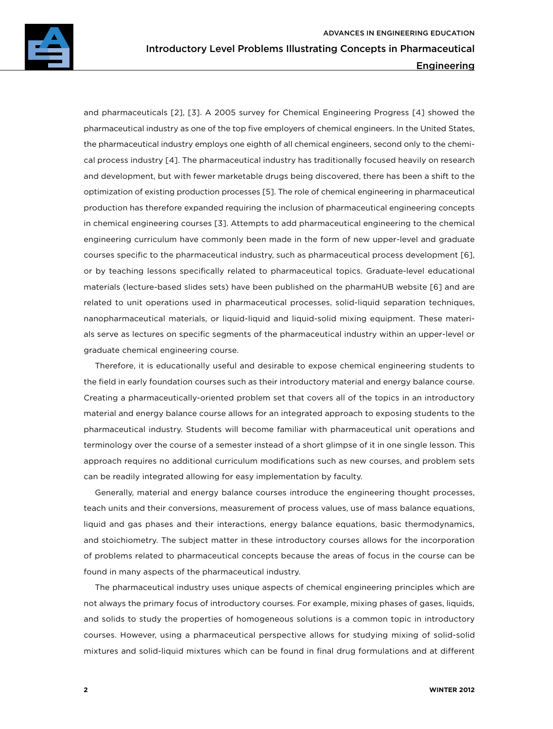and pharmaceuticals [2], [3]. A 2005 survey for Chemical Engineering Progress [4] showed the pharmaceutical industry as one of the top five employers of chemical engineers. In the United States, the pharmaceutical industry employs one eighth of all chemical engineers, second only to the chemical process industry [4]. The pharmaceutical industry has traditionally focused heavily on research and development, but with fewer marketable drugs being discovered, there has been a shift to the optimization of existing production processes [5]. The role of chemical engineering in pharmaceutical production has therefore expanded requiring the inclusion of pharmaceutical engineering concepts in chemical engineering courses [3]. Attempts to add pharmaceutical engineering to the chemical engineering curriculum have commonly been made in the form of new upper-level and graduate courses specific to the pharmaceutical industry, such as pharmaceutical process development [6], or by teaching lessons specifically related to pharmaceutical topics. Graduate-level educational materials (lecture-based slides sets) have been published on the pharmaHUB website [6] and are related to unit operations used in pharmaceutical processes, solid-liquid separation techniques, nanopharmaceutical materials, or liquid-liquid and liquid-solid mixing equipment. These materials serve as lectures on specific segments of the pharmaceutical industry within an upper-level or graduate chemical engineering course.

Therefore, it is educationally useful and desirable to expose chemical engineering students to the field in early foundation courses such as their introductory material and energy balance course. Creating a pharmaceutically-oriented problem set that covers all of the topics in an introductory material and energy balance course allows for an integrated approach to exposing students to the pharmaceutical industry. Students will become familiar with pharmaceutical unit operations and terminology over the course of a semester instead of a short glimpse of it in one single lesson. This approach requires no additional curriculum modifications such as new courses, and problem sets can be readily integrated allowing for easy implementation by faculty.

Generally, material and energy balance courses introduce the engineering thought processes, teach units and their conversions, measurement of process values, use of mass balance equations, liquid and gas phases and their interactions, energy balance equations, basic thermodynamics, and stoichiometry. The subject matter in these introductory courses allows for the incorporation of problems related to pharmaceutical concepts because the areas of focus in the course can be found in many aspects of the pharmaceutical industry.

The pharmaceutical industry uses unique aspects of chemical engineering principles which are not always the primary focus of introductory courses. For example, mixing phases of gases, liquids, and solids to study the properties of homogeneous solutions is a common topic in introductory courses. However, using a pharmaceutical perspective allows for studying mixing of solid-solid mixtures and solid-liquid mixtures which can be found in final drug formulations and at different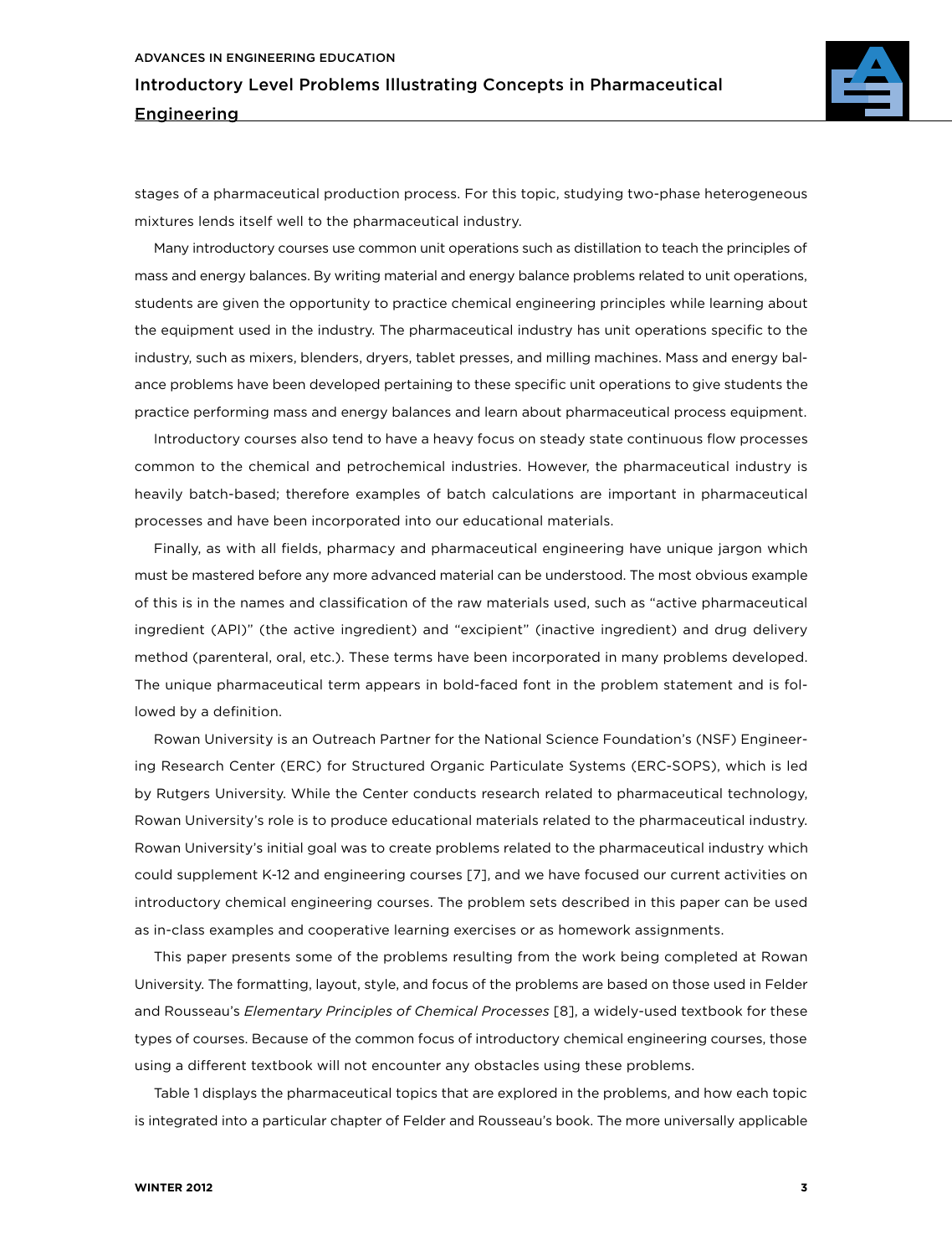stages of a pharmaceutical production process. For this topic, studying two-phase heterogeneous mixtures lends itself well to the pharmaceutical industry.

Many introductory courses use common unit operations such as distillation to teach the principles of mass and energy balances. By writing material and energy balance problems related to unit operations, students are given the opportunity to practice chemical engineering principles while learning about the equipment used in the industry. The pharmaceutical industry has unit operations specific to the industry, such as mixers, blenders, dryers, tablet presses, and milling machines. Mass and energy balance problems have been developed pertaining to these specific unit operations to give students the practice performing mass and energy balances and learn about pharmaceutical process equipment.

Introductory courses also tend to have a heavy focus on steady state continuous flow processes common to the chemical and petrochemical industries. However, the pharmaceutical industry is heavily batch-based; therefore examples of batch calculations are important in pharmaceutical processes and have been incorporated into our educational materials.

Finally, as with all fields, pharmacy and pharmaceutical engineering have unique jargon which must be mastered before any more advanced material can be understood. The most obvious example of this is in the names and classification of the raw materials used, such as "active pharmaceutical ingredient (API)" (the active ingredient) and "excipient" (inactive ingredient) and drug delivery method (parenteral, oral, etc.). These terms have been incorporated in many problems developed. The unique pharmaceutical term appears in bold-faced font in the problem statement and is followed by a definition.

Rowan University is an Outreach Partner for the National Science Foundation's (NSF) Engineering Research Center (ERC) for Structured Organic Particulate Systems (ERC-SOPS), which is led by Rutgers University. While the Center conducts research related to pharmaceutical technology, Rowan University's role is to produce educational materials related to the pharmaceutical industry. Rowan University's initial goal was to create problems related to the pharmaceutical industry which could supplement K-12 and engineering courses [7], and we have focused our current activities on introductory chemical engineering courses. The problem sets described in this paper can be used as in-class examples and cooperative learning exercises or as homework assignments.

This paper presents some of the problems resulting from the work being completed at Rowan University. The formatting, layout, style, and focus of the problems are based on those used in Felder and Rousseau's *Elementary Principles of Chemical Processes* [8], a widely-used textbook for these types of courses. Because of the common focus of introductory chemical engineering courses, those using a different textbook will not encounter any obstacles using these problems.

Table 1 displays the pharmaceutical topics that are explored in the problems, and how each topic is integrated into a particular chapter of Felder and Rousseau's book. The more universally applicable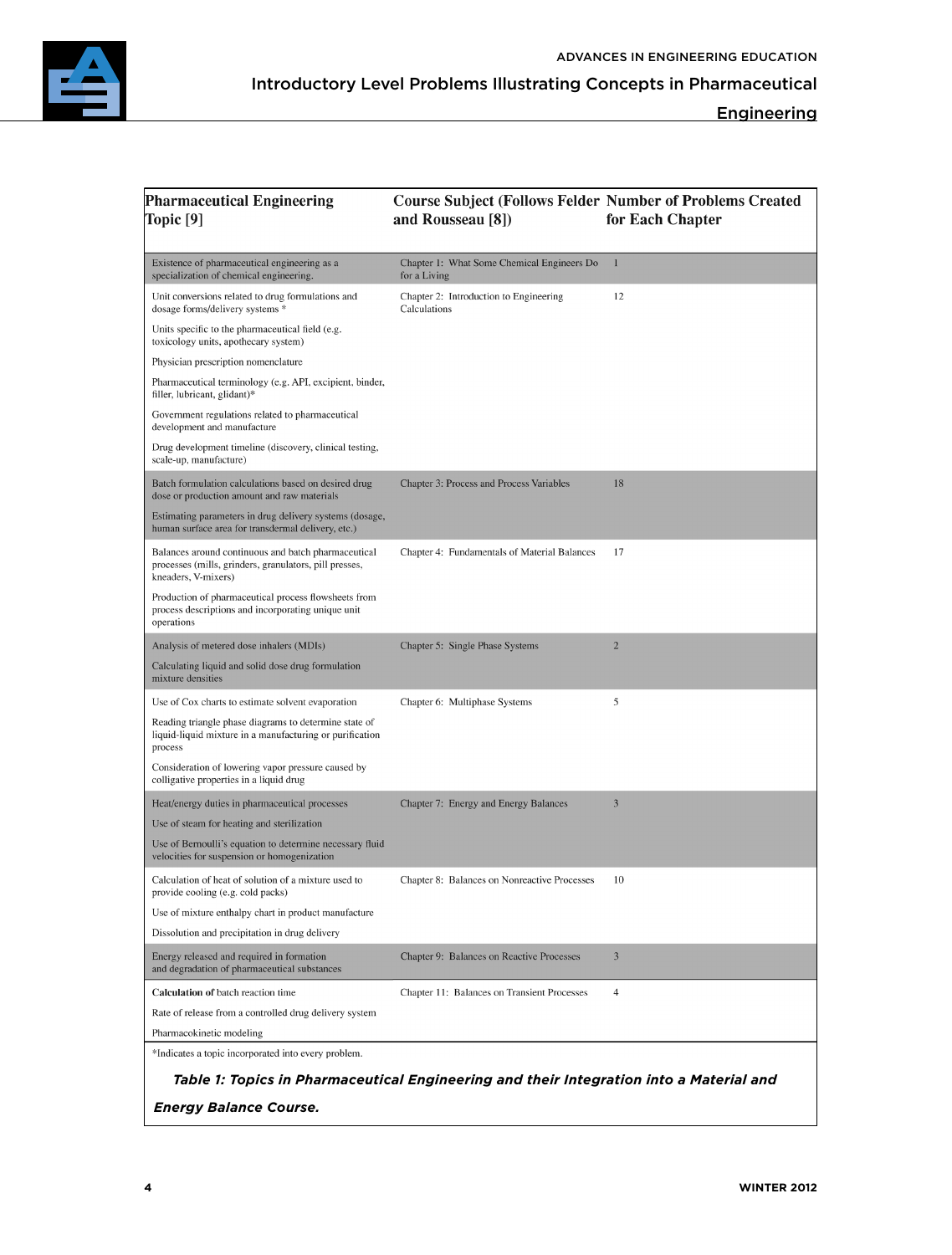| Pharmaceutical Engineering Topic [9] | Course Subject (Follows Felder and Rousseau [8]) | Number of Problems Created for Each Chapter |
|---|---|---|
| Existence of pharmaceutical engineering as a specialization of chemical engineering. | Chapter 1: What Some Chemical Engineers Do for a Living | 1 |
| Unit conversions related to drug formulations and dosage forms/delivery systems * | Chapter 2: Introduction to Engineering Calculations | 12 |
| Units specific to the pharmaceutical field (e.g. toxicology units, apothecary system) | | |
| Physician prescription nomenclature | | |
| Pharmaceutical terminology (e.g. API, excipient, binder, filler, lubricant, glidant)* | | |
| Government regulations related to pharmaceutical development and manufacture | | |
| Drug development timeline (discovery, clinical testing, scale-up, manufacture) | | |
| Batch formulation calculations based on desired drug dose or production amount and raw materials | Chapter 3: Process and Process Variables | 18 |
| Estimating parameters in drug delivery systems (dosage, human surface area for transdermal delivery, etc.) | | |
| Balances around continuous and batch pharmaceutical processes (mills, grinders, granulators, pill presses, kneaders, V-mixers) | Chapter 4: Fundamentals of Material Balances | 17 |
| Production of pharmaceutical process flowsheets from process descriptions and incorporating unique unit operations | | |
| Analysis of metered dose inhalers (MDIs) | Chapter 5: Single Phase Systems | 2 |
| Calculating liquid and solid dose drug formulation mixture densities | | |
| Use of Cox charts to estimate solvent evaporation | Chapter 6: Multiphase Systems | 5 |
| Reading triangle phase diagrams to determine state of liquid-liquid mixture in a manufacturing or purification process | | |
| Consideration of lowering vapor pressure caused by colligative properties in a liquid drug | | |
| Heat/energy duties in pharmaceutical processes | Chapter 7: Energy and Energy Balances | 3 |
| Use of steam for heating and sterilization | | |
| Use of Bernoulli's equation to determine necessary fluid velocities for suspension or homogenization | | |
| Calculation of heat of solution of a mixture used to provide cooling (e.g. cold packs) | Chapter 8: Balances on Nonreactive Processes | 10 |
| Use of mixture enthalpy chart in product manufacture | | |
| Dissolution and precipitation in drug delivery | | |
| Energy released and required in formation and degradation of pharmaceutical substances | Chapter 9: Balances on Reactive Processes | 3 |
| **Calculation of** batch reaction time | Chapter 11: Balances on Transient Processes | 4 |
| Rate of release from a controlled drug delivery system | | |
| Pharmacokinetic modeling | | |

*Indicates a topic incorporated into every problem.

***Table 1: Topics in Pharmaceutical Engineering and their Integration into a Material and Energy Balance Course.***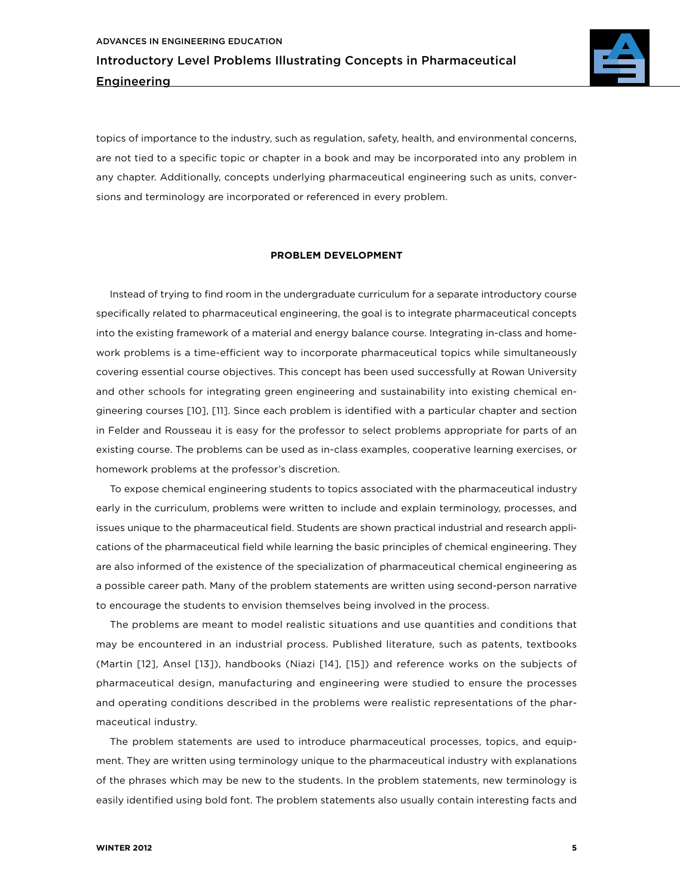topics of importance to the industry, such as regulation, safety, health, and environmental concerns, are not tied to a specific topic or chapter in a book and may be incorporated into any problem in any chapter. Additionally, concepts underlying pharmaceutical engineering such as units, conversions and terminology are incorporated or referenced in every problem.

## PROBLEM DEVELOPMENT

Instead of trying to find room in the undergraduate curriculum for a separate introductory course specifically related to pharmaceutical engineering, the goal is to integrate pharmaceutical concepts into the existing framework of a material and energy balance course. Integrating in-class and homework problems is a time-efficient way to incorporate pharmaceutical topics while simultaneously covering essential course objectives. This concept has been used successfully at Rowan University and other schools for integrating green engineering and sustainability into existing chemical engineering courses [10], [11]. Since each problem is identified with a particular chapter and section in Felder and Rousseau it is easy for the professor to select problems appropriate for parts of an existing course. The problems can be used as in-class examples, cooperative learning exercises, or homework problems at the professor's discretion.

To expose chemical engineering students to topics associated with the pharmaceutical industry early in the curriculum, problems were written to include and explain terminology, processes, and issues unique to the pharmaceutical field. Students are shown practical industrial and research applications of the pharmaceutical field while learning the basic principles of chemical engineering. They are also informed of the existence of the specialization of pharmaceutical chemical engineering as a possible career path. Many of the problem statements are written using second-person narrative to encourage the students to envision themselves being involved in the process.

The problems are meant to model realistic situations and use quantities and conditions that may be encountered in an industrial process. Published literature, such as patents, textbooks (Martin [12], Ansel [13]), handbooks (Niazi [14], [15]) and reference works on the subjects of pharmaceutical design, manufacturing and engineering were studied to ensure the processes and operating conditions described in the problems were realistic representations of the pharmaceutical industry.

The problem statements are used to introduce pharmaceutical processes, topics, and equipment. They are written using terminology unique to the pharmaceutical industry with explanations of the phrases which may be new to the students. In the problem statements, new terminology is easily identified using bold font. The problem statements also usually contain interesting facts and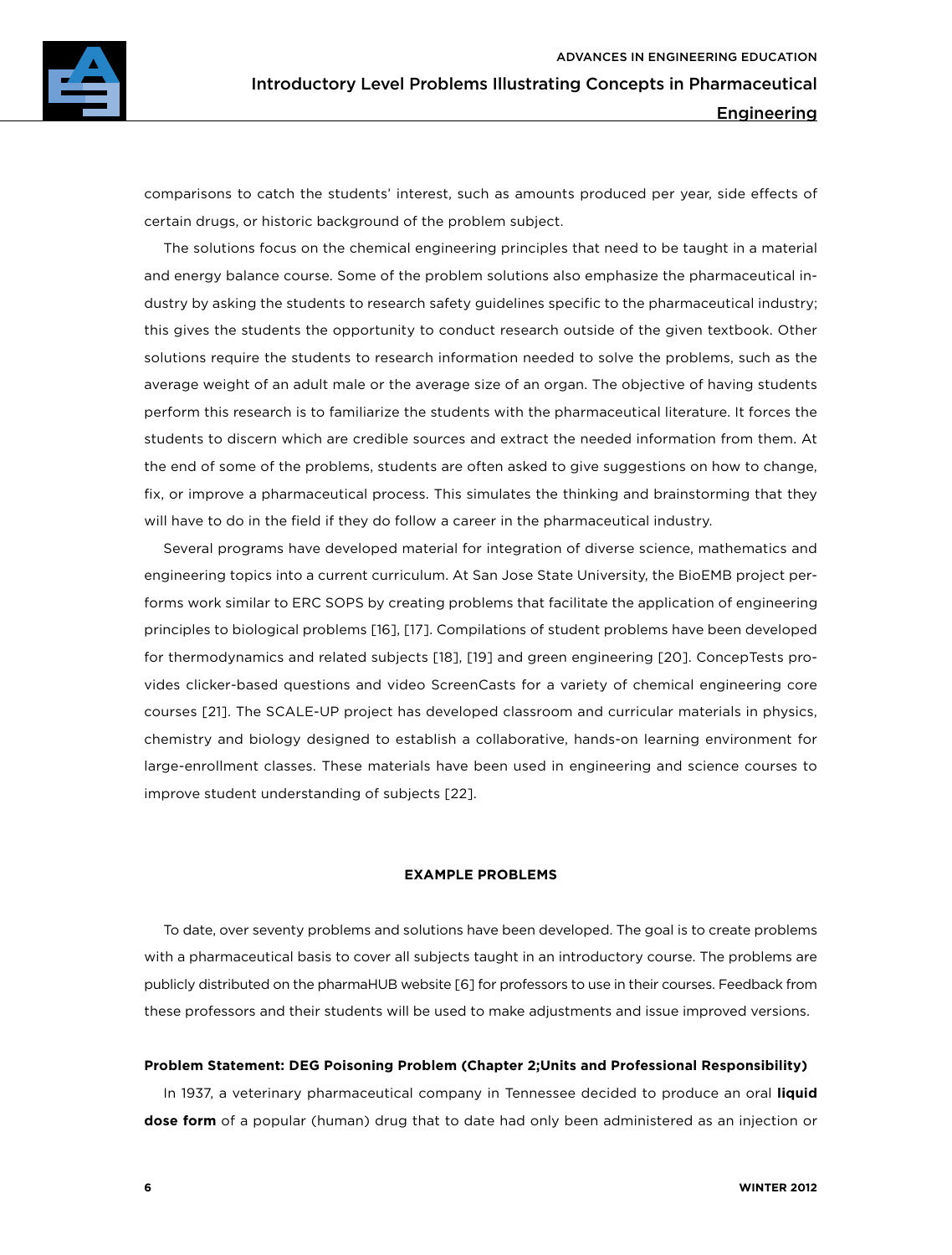comparisons to catch the students' interest, such as amounts produced per year, side effects of certain drugs, or historic background of the problem subject.

The solutions focus on the chemical engineering principles that need to be taught in a material and energy balance course. Some of the problem solutions also emphasize the pharmaceutical industry by asking the students to research safety guidelines specific to the pharmaceutical industry; this gives the students the opportunity to conduct research outside of the given textbook. Other solutions require the students to research information needed to solve the problems, such as the average weight of an adult male or the average size of an organ. The objective of having students perform this research is to familiarize the students with the pharmaceutical literature. It forces the students to discern which are credible sources and extract the needed information from them. At the end of some of the problems, students are often asked to give suggestions on how to change, fix, or improve a pharmaceutical process. This simulates the thinking and brainstorming that they will have to do in the field if they do follow a career in the pharmaceutical industry.

Several programs have developed material for integration of diverse science, mathematics and engineering topics into a current curriculum. At San Jose State University, the BioEMB project performs work similar to ERC SOPS by creating problems that facilitate the application of engineering principles to biological problems [16], [17]. Compilations of student problems have been developed for thermodynamics and related subjects [18], [19] and green engineering [20]. ConcepTests provides clicker-based questions and video ScreenCasts for a variety of chemical engineering core courses [21]. The SCALE-UP project has developed classroom and curricular materials in physics, chemistry and biology designed to establish a collaborative, hands-on learning environment for large-enrollment classes. These materials have been used in engineering and science courses to improve student understanding of subjects [22].

## EXAMPLE PROBLEMS

To date, over seventy problems and solutions have been developed. The goal is to create problems with a pharmaceutical basis to cover all subjects taught in an introductory course. The problems are publicly distributed on the pharmaHUB website [6] for professors to use in their courses. Feedback from these professors and their students will be used to make adjustments and issue improved versions.

### Problem Statement: DEG Poisoning Problem (Chapter 2;Units and Professional Responsibility)

In 1937, a veterinary pharmaceutical company in Tennessee decided to produce an oral **liquid dose form** of a popular (human) drug that to date had only been administered as an injection or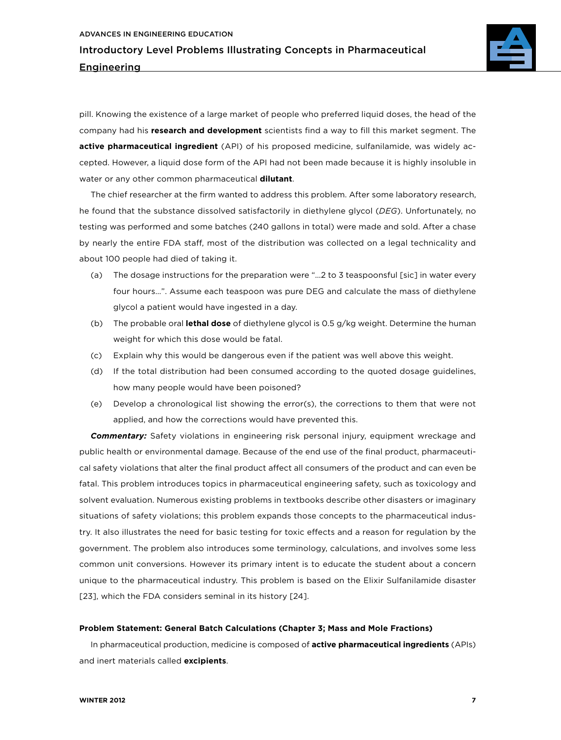pill. Knowing the existence of a large market of people who preferred liquid doses, the head of the company had his **research and development** scientists find a way to fill this market segment. The **active pharmaceutical ingredient** (API) of his proposed medicine, sulfanilamide, was widely accepted. However, a liquid dose form of the API had not been made because it is highly insoluble in water or any other common pharmaceutical **dilutant**.

The chief researcher at the firm wanted to address this problem. After some laboratory research, he found that the substance dissolved satisfactorily in diethylene glycol (*DEG*). Unfortunately, no testing was performed and some batches (240 gallons in total) were made and sold. After a chase by nearly the entire FDA staff, most of the distribution was collected on a legal technicality and about 100 people had died of taking it.

(a) The dosage instructions for the preparation were "...2 to 3 teaspoonsful [sic] in water every four hours...". Assume each teaspoon was pure DEG and calculate the mass of diethylene glycol a patient would have ingested in a day.

(b) The probable oral **lethal dose** of diethylene glycol is 0.5 g/kg weight. Determine the human weight for which this dose would be fatal.

(c) Explain why this would be dangerous even if the patient was well above this weight.

(d) If the total distribution had been consumed according to the quoted dosage guidelines, how many people would have been poisoned?

(e) Develop a chronological list showing the error(s), the corrections to them that were not applied, and how the corrections would have prevented this.

***Commentary:*** Safety violations in engineering risk personal injury, equipment wreckage and public health or environmental damage. Because of the end use of the final product, pharmaceutical safety violations that alter the final product affect all consumers of the product and can even be fatal. This problem introduces topics in pharmaceutical engineering safety, such as toxicology and solvent evaluation. Numerous existing problems in textbooks describe other disasters or imaginary situations of safety violations; this problem expands those concepts to the pharmaceutical industry. It also illustrates the need for basic testing for toxic effects and a reason for regulation by the government. The problem also introduces some terminology, calculations, and involves some less common unit conversions. However its primary intent is to educate the student about a concern unique to the pharmaceutical industry. This problem is based on the Elixir Sulfanilamide disaster [23], which the FDA considers seminal in its history [24].

### Problem Statement: General Batch Calculations (Chapter 3; Mass and Mole Fractions)

In pharmaceutical production, medicine is composed of **active pharmaceutical ingredients** (APIs) and inert materials called **excipients**.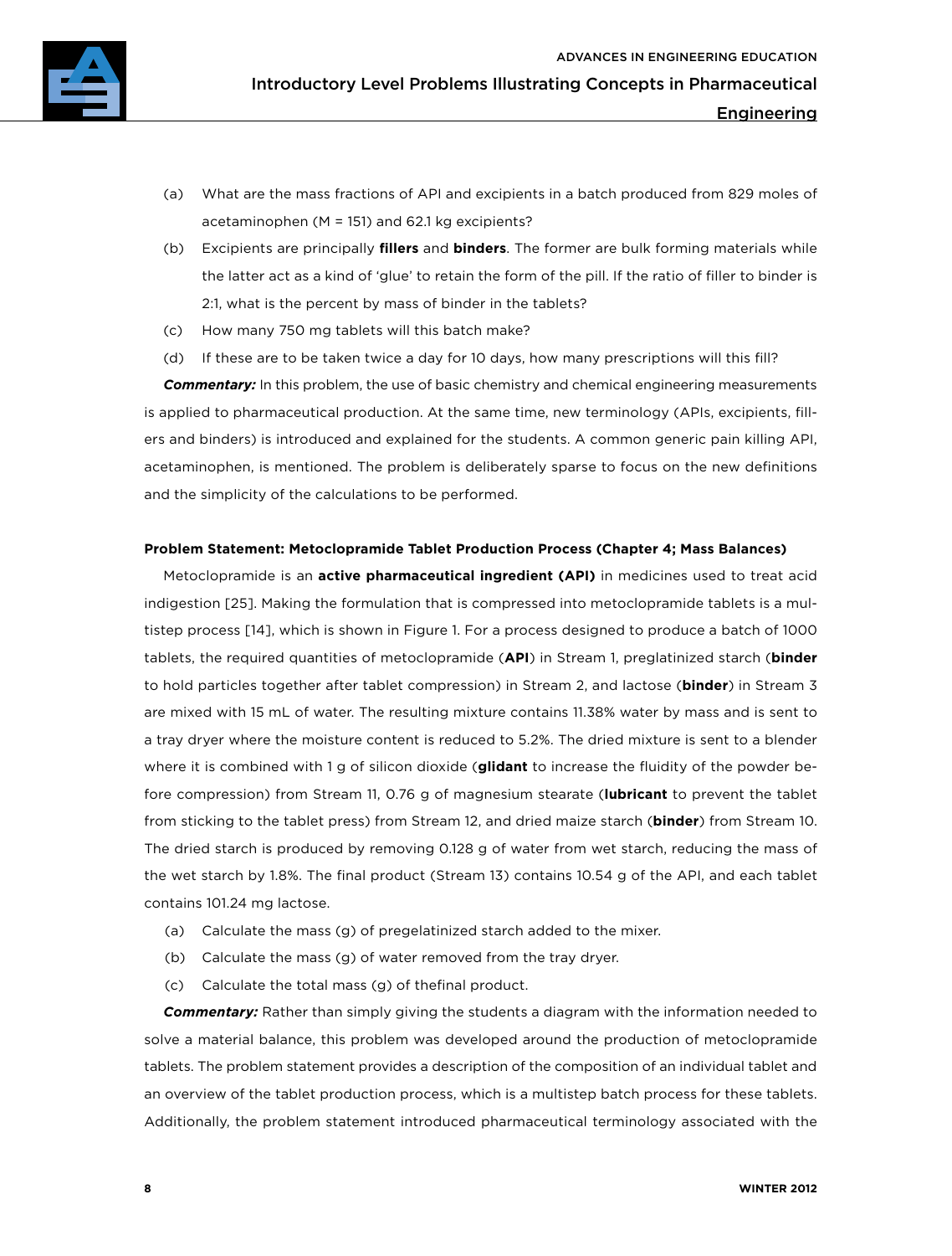(a) What are the mass fractions of API and excipients in a batch produced from 829 moles of acetaminophen (M = 151) and 62.1 kg excipients?

(b) Excipients are principally **fillers** and **binders**. The former are bulk forming materials while the latter act as a kind of 'glue' to retain the form of the pill. If the ratio of filler to binder is 2:1, what is the percent by mass of binder in the tablets?

(c) How many 750 mg tablets will this batch make?

(d) If these are to be taken twice a day for 10 days, how many prescriptions will this fill?

***Commentary:*** In this problem, the use of basic chemistry and chemical engineering measurements is applied to pharmaceutical production. At the same time, new terminology (APIs, excipients, fillers and binders) is introduced and explained for the students. A common generic pain killing API, acetaminophen, is mentioned. The problem is deliberately sparse to focus on the new definitions and the simplicity of the calculations to be performed.

**Problem Statement: Metoclopramide Tablet Production Process (Chapter 4; Mass Balances)**

Metoclopramide is an **active pharmaceutical ingredient (API)** in medicines used to treat acid indigestion [25]. Making the formulation that is compressed into metoclopramide tablets is a multistep process [14], which is shown in Figure 1. For a process designed to produce a batch of 1000 tablets, the required quantities of metoclopramide (**API**) in Stream 1, preglatinized starch (**binder** to hold particles together after tablet compression) in Stream 2, and lactose (**binder**) in Stream 3 are mixed with 15 mL of water. The resulting mixture contains 11.38% water by mass and is sent to a tray dryer where the moisture content is reduced to 5.2%. The dried mixture is sent to a blender where it is combined with 1 g of silicon dioxide (**glidant** to increase the fluidity of the powder before compression) from Stream 11, 0.76 g of magnesium stearate (**lubricant** to prevent the tablet from sticking to the tablet press) from Stream 12, and dried maize starch (**binder**) from Stream 10. The dried starch is produced by removing 0.128 g of water from wet starch, reducing the mass of the wet starch by 1.8%. The final product (Stream 13) contains 10.54 g of the API, and each tablet contains 101.24 mg lactose.

(a) Calculate the mass (g) of pregelatinized starch added to the mixer.

(b) Calculate the mass (g) of water removed from the tray dryer.

(c) Calculate the total mass (g) of thefinal product.

***Commentary:*** Rather than simply giving the students a diagram with the information needed to solve a material balance, this problem was developed around the production of metoclopramide tablets. The problem statement provides a description of the composition of an individual tablet and an overview of the tablet production process, which is a multistep batch process for these tablets. Additionally, the problem statement introduced pharmaceutical terminology associated with the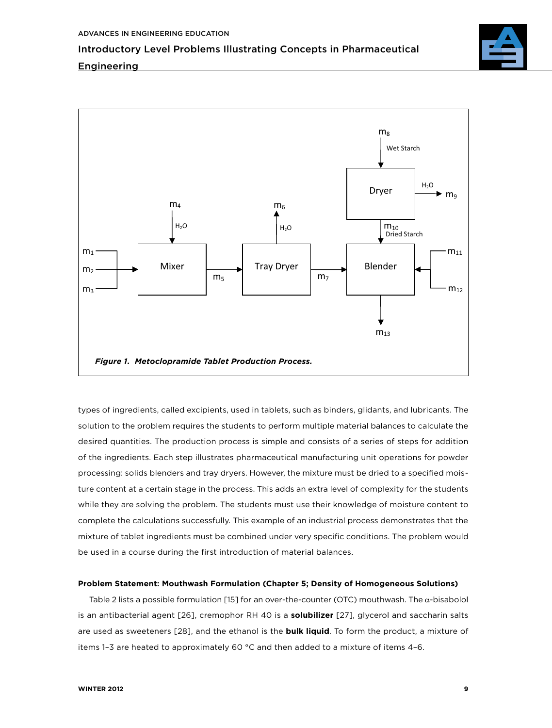*Figure 1. Metoclopramide Tablet Production Process.*

types of ingredients, called excipients, used in tablets, such as binders, glidants, and lubricants. The solution to the problem requires the students to perform multiple material balances to calculate the desired quantities. The production process is simple and consists of a series of steps for addition of the ingredients. Each step illustrates pharmaceutical manufacturing unit operations for powder processing: solids blenders and tray dryers. However, the mixture must be dried to a specified moisture content at a certain stage in the process. This adds an extra level of complexity for the students while they are solving the problem. The students must use their knowledge of moisture content to complete the calculations successfully. This example of an industrial process demonstrates that the mixture of tablet ingredients must be combined under very specific conditions. The problem would be used in a course during the first introduction of material balances.

**Problem Statement: Mouthwash Formulation (Chapter 5; Density of Homogeneous Solutions)**

Table 2 lists a possible formulation [15] for an over-the-counter (OTC) mouthwash. The $\alpha$-bisabolol is an antibacterial agent [26], cremophor RH 40 is a **solubilizer** [27], glycerol and saccharin salts are used as sweeteners [28], and the ethanol is the **bulk liquid**. To form the product, a mixture of items 1–3 are heated to approximately 60 °C and then added to a mixture of items 4–6.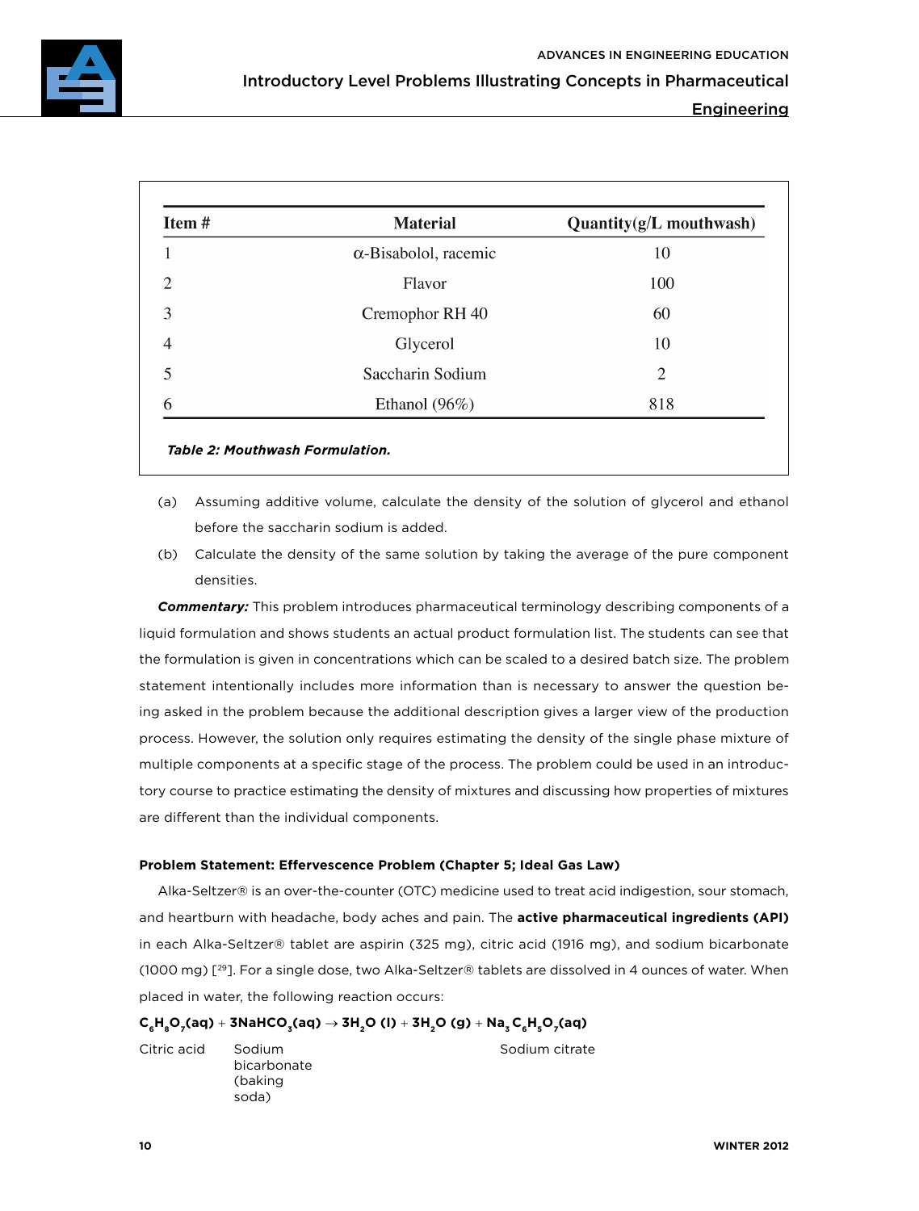| Item # | Material | Quantity(g/L mouthwash) |
|---|---|---|
| 1 | α-Bisabolol, racemic | 10 |
| 2 | Flavor | 100 |
| 3 | Cremophor RH 40 | 60 |
| 4 | Glycerol | 10 |
| 5 | Saccharin Sodium | 2 |
| 6 | Ethanol (96%) | 818 |

***Table 2: Mouthwash Formulation.***

(a) Assuming additive volume, calculate the density of the solution of glycerol and ethanol before the saccharin sodium is added.

(b) Calculate the density of the same solution by taking the average of the pure component densities.

***Commentary:*** This problem introduces pharmaceutical terminology describing components of a liquid formulation and shows students an actual product formulation list. The students can see that the formulation is given in concentrations which can be scaled to a desired batch size. The problem statement intentionally includes more information than is necessary to answer the question being asked in the problem because the additional description gives a larger view of the production process. However, the solution only requires estimating the density of the single phase mixture of multiple components at a specific stage of the process. The problem could be used in an introductory course to practice estimating the density of mixtures and discussing how properties of mixtures are different than the individual components.

**Problem Statement: Effervescence Problem (Chapter 5; Ideal Gas Law)**

Alka-Seltzer® is an over-the-counter (OTC) medicine used to treat acid indigestion, sour stomach, and heartburn with headache, body aches and pain. The **active pharmaceutical ingredients (API)** in each Alka-Seltzer® tablet are aspirin (325 mg), citric acid (1916 mg), and sodium bicarbonate (1000 mg) [29]. For a single dose, two Alka-Seltzer® tablets are dissolved in 4 ounces of water. When placed in water, the following reaction occurs:

$$C_6H_8O_7(aq) + 3NaHCO_3(aq) \rightarrow 3H_2O\ (l) + 3H_2O\ (g) + Na_3C_6H_5O_7(aq)$$

| Citric acid | Sodium bicarbonate (baking soda) | Sodium citrate |
|---|---|---|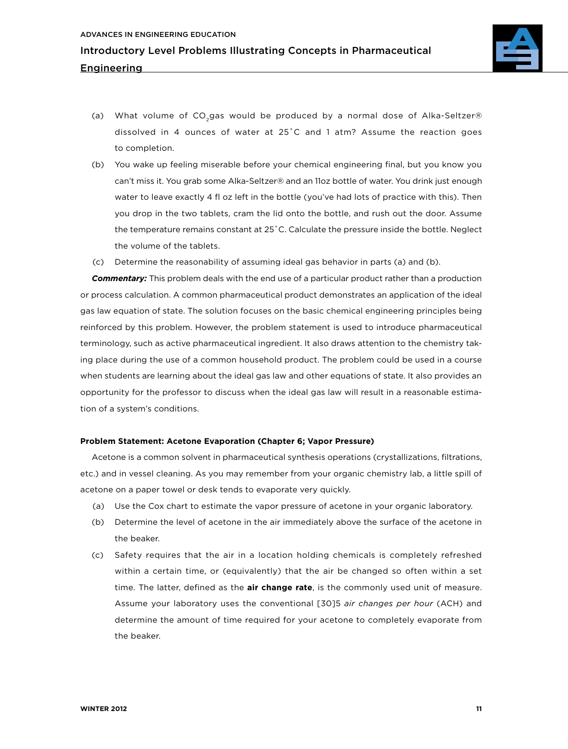(a) What volume of $CO_2$ gas would be produced by a normal dose of Alka-Seltzer® dissolved in 4 ounces of water at 25˚C and 1 atm? Assume the reaction goes to completion.

(b) You wake up feeling miserable before your chemical engineering final, but you know you can't miss it. You grab some Alka-Seltzer® and an 11oz bottle of water. You drink just enough water to leave exactly 4 fl oz left in the bottle (you've had lots of practice with this). Then you drop in the two tablets, cram the lid onto the bottle, and rush out the door. Assume the temperature remains constant at 25˚C. Calculate the pressure inside the bottle. Neglect the volume of the tablets.

(c) Determine the reasonability of assuming ideal gas behavior in parts (a) and (b).

***Commentary:*** This problem deals with the end use of a particular product rather than a production or process calculation. A common pharmaceutical product demonstrates an application of the ideal gas law equation of state. The solution focuses on the basic chemical engineering principles being reinforced by this problem. However, the problem statement is used to introduce pharmaceutical terminology, such as active pharmaceutical ingredient. It also draws attention to the chemistry taking place during the use of a common household product. The problem could be used in a course when students are learning about the ideal gas law and other equations of state. It also provides an opportunity for the professor to discuss when the ideal gas law will result in a reasonable estimation of a system's conditions.

**Problem Statement: Acetone Evaporation (Chapter 6; Vapor Pressure)**

Acetone is a common solvent in pharmaceutical synthesis operations (crystallizations, filtrations, etc.) and in vessel cleaning. As you may remember from your organic chemistry lab, a little spill of acetone on a paper towel or desk tends to evaporate very quickly.

(a) Use the Cox chart to estimate the vapor pressure of acetone in your organic laboratory.

(b) Determine the level of acetone in the air immediately above the surface of the acetone in the beaker.

(c) Safety requires that the air in a location holding chemicals is completely refreshed within a certain time, or (equivalently) that the air be changed so often within a set time. The latter, defined as the **air change rate**, is the commonly used unit of measure. Assume your laboratory uses the conventional [30]5 *air changes per hour* (ACH) and determine the amount of time required for your acetone to completely evaporate from the beaker.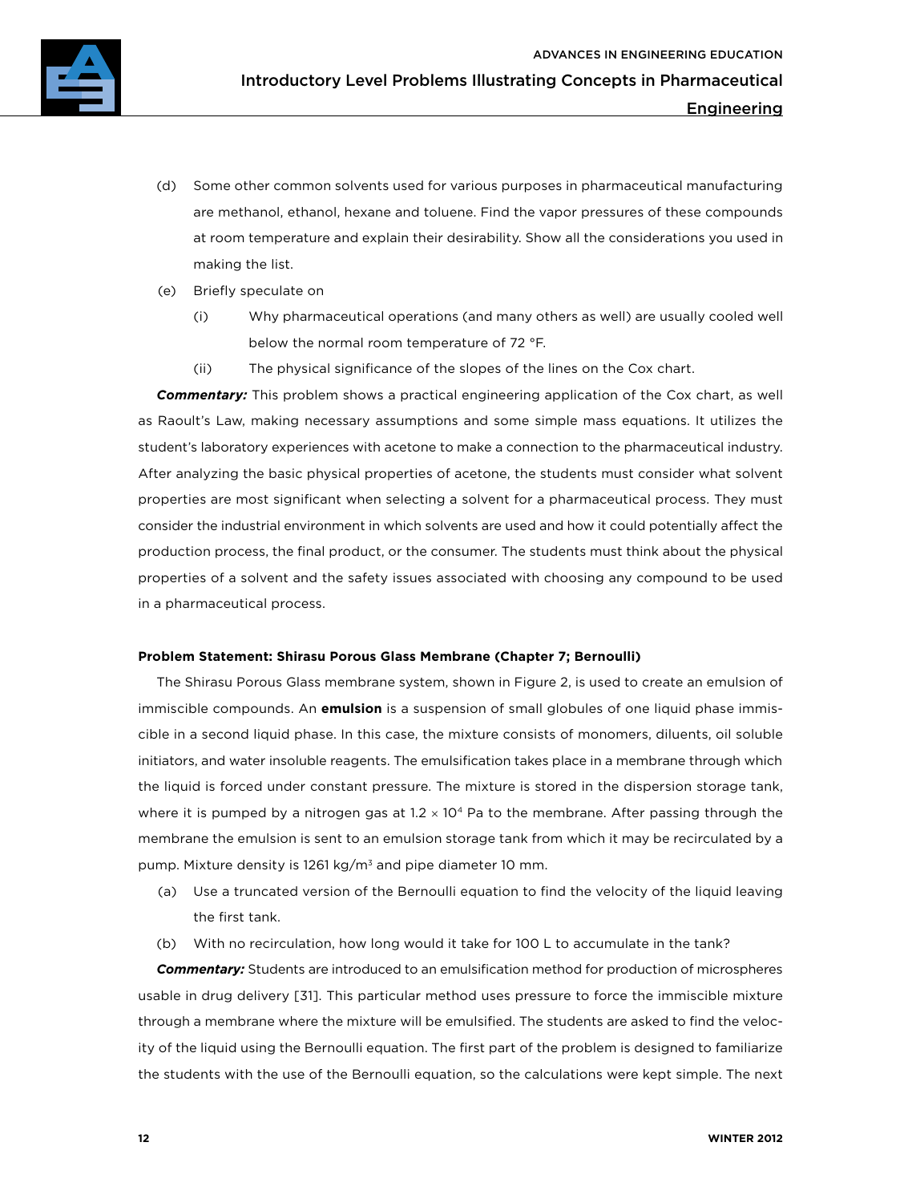(d) Some other common solvents used for various purposes in pharmaceutical manufacturing are methanol, ethanol, hexane and toluene. Find the vapor pressures of these compounds at room temperature and explain their desirability. Show all the considerations you used in making the list.

(e) Briefly speculate on

   (i) Why pharmaceutical operations (and many others as well) are usually cooled well below the normal room temperature of 72 °F.

   (ii) The physical significance of the slopes of the lines on the Cox chart.

***Commentary:*** This problem shows a practical engineering application of the Cox chart, as well as Raoult's Law, making necessary assumptions and some simple mass equations. It utilizes the student's laboratory experiences with acetone to make a connection to the pharmaceutical industry. After analyzing the basic physical properties of acetone, the students must consider what solvent properties are most significant when selecting a solvent for a pharmaceutical process. They must consider the industrial environment in which solvents are used and how it could potentially affect the production process, the final product, or the consumer. The students must think about the physical properties of a solvent and the safety issues associated with choosing any compound to be used in a pharmaceutical process.

**Problem Statement: Shirasu Porous Glass Membrane (Chapter 7; Bernoulli)**

The Shirasu Porous Glass membrane system, shown in Figure 2, is used to create an emulsion of immiscible compounds. An **emulsion** is a suspension of small globules of one liquid phase immiscible in a second liquid phase. In this case, the mixture consists of monomers, diluents, oil soluble initiators, and water insoluble reagents. The emulsification takes place in a membrane through which the liquid is forced under constant pressure. The mixture is stored in the dispersion storage tank, where it is pumped by a nitrogen gas at $1.2 \times 10^4$ Pa to the membrane. After passing through the membrane the emulsion is sent to an emulsion storage tank from which it may be recirculated by a pump. Mixture density is 1261 kg/m$^3$ and pipe diameter 10 mm.

(a) Use a truncated version of the Bernoulli equation to find the velocity of the liquid leaving the first tank.

(b) With no recirculation, how long would it take for 100 L to accumulate in the tank?

***Commentary:*** Students are introduced to an emulsification method for production of microspheres usable in drug delivery [31]. This particular method uses pressure to force the immiscible mixture through a membrane where the mixture will be emulsified. The students are asked to find the velocity of the liquid using the Bernoulli equation. The first part of the problem is designed to familiarize the students with the use of the Bernoulli equation, so the calculations were kept simple. The next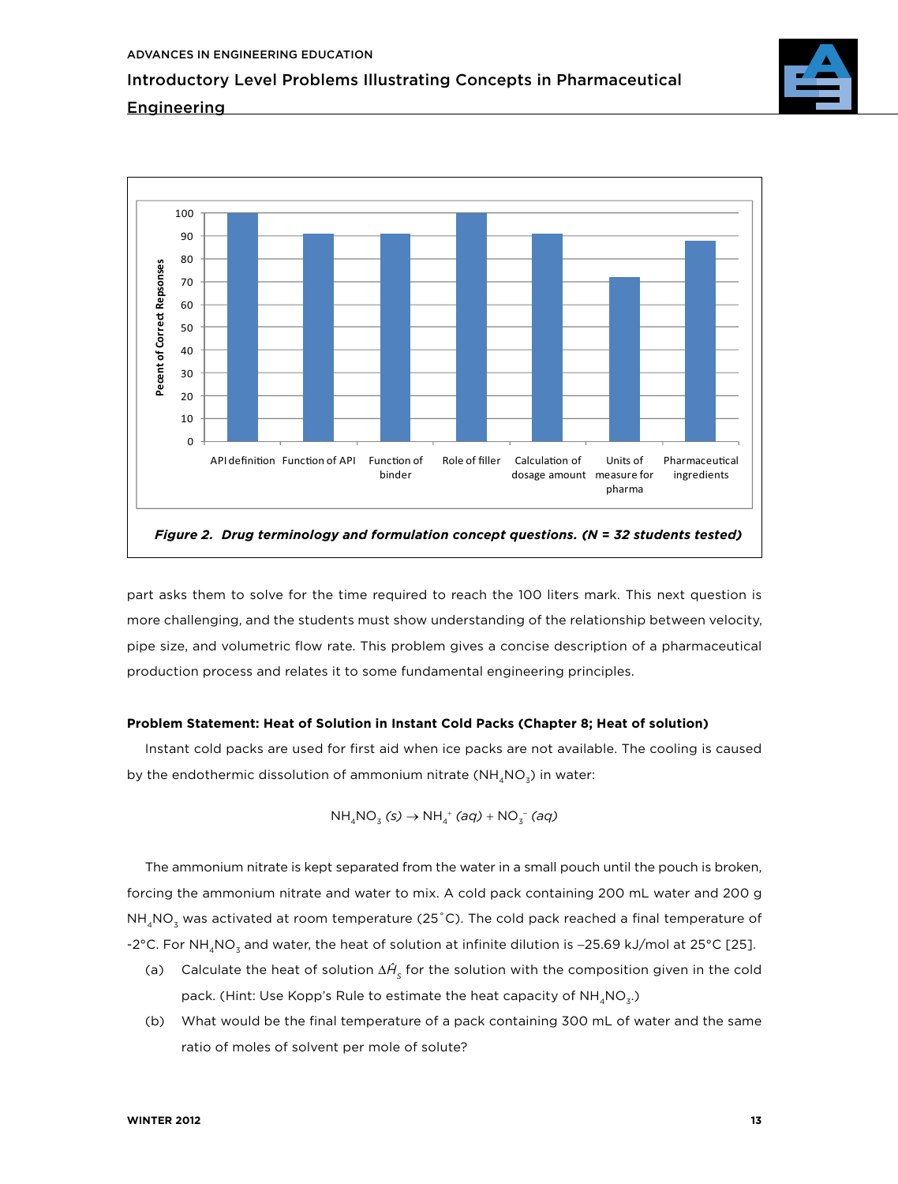*Figure 2. Drug terminology and formulation concept questions. (N = 32 students tested)*

part asks them to solve for the time required to reach the 100 liters mark. This next question is more challenging, and the students must show understanding of the relationship between velocity, pipe size, and volumetric flow rate. This problem gives a concise description of a pharmaceutical production process and relates it to some fundamental engineering principles.

**Problem Statement: Heat of Solution in Instant Cold Packs (Chapter 8; Heat of solution)**

Instant cold packs are used for first aid when ice packs are not available. The cooling is caused by the endothermic dissolution of ammonium nitrate ($NH_4NO_3$) in water:

$$NH_4NO_3\,(s) \rightarrow NH_4^+\,(aq) + NO_3^-\,(aq)$$

The ammonium nitrate is kept separated from the water in a small pouch until the pouch is broken, forcing the ammonium nitrate and water to mix. A cold pack containing 200 mL water and 200 g $NH_4NO_3$ was activated at room temperature (25˚C). The cold pack reached a final temperature of -2°C. For $NH_4NO_3$ and water, the heat of solution at infinite dilution is –25.69 kJ/mol at 25°C [25].

(a) Calculate the heat of solution $\Delta\hat{H}_s$ for the solution with the composition given in the cold pack. (Hint: Use Kopp's Rule to estimate the heat capacity of $NH_4NO_3$.)

(b) What would be the final temperature of a pack containing 300 mL of water and the same ratio of moles of solvent per mole of solute?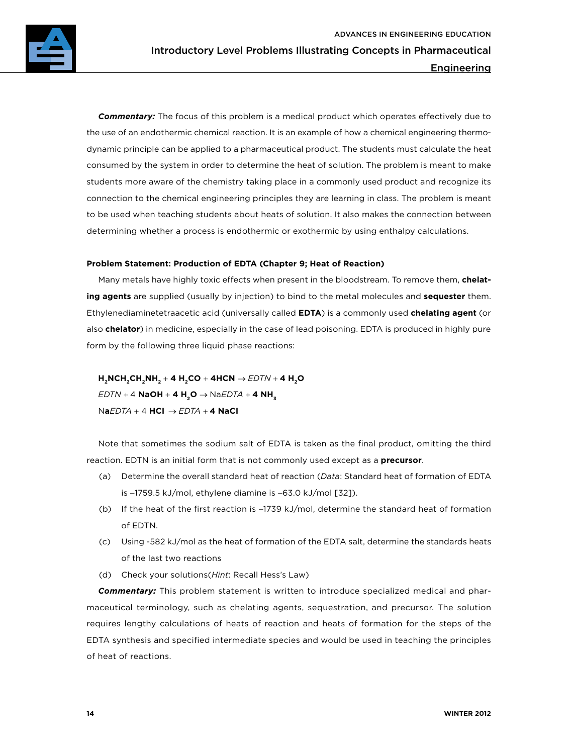***Commentary:*** The focus of this problem is a medical product which operates effectively due to the use of an endothermic chemical reaction. It is an example of how a chemical engineering thermodynamic principle can be applied to a pharmaceutical product. The students must calculate the heat consumed by the system in order to determine the heat of solution. The problem is meant to make students more aware of the chemistry taking place in a commonly used product and recognize its connection to the chemical engineering principles they are learning in class. The problem is meant to be used when teaching students about heats of solution. It also makes the connection between determining whether a process is endothermic or exothermic by using enthalpy calculations.

#### Problem Statement: Production of EDTA (Chapter 9; Heat of Reaction)

Many metals have highly toxic effects when present in the bloodstream. To remove them, **chelating agents** are supplied (usually by injection) to bind to the metal molecules and **sequester** them. Ethylenediaminetetraacetic acid (universally called **EDTA**) is a commonly used **chelating agent** (or also **chelator**) in medicine, especially in the case of lead poisoning. EDTA is produced in highly pure form by the following three liquid phase reactions:

$$H_2NCH_2CH_2NH_2 + 4\ H_2CO + 4HCN \rightarrow EDTN + 4\ H_2O$$

$$EDTN + 4\ NaOH + 4\ H_2O \rightarrow NaEDTA + 4\ NH_3$$

$$NaEDTA + 4\ HCl \rightarrow EDTA + 4\ NaCl$$

Note that sometimes the sodium salt of EDTA is taken as the final product, omitting the third reaction. EDTN is an initial form that is not commonly used except as a **precursor**.

(a) Determine the overall standard heat of reaction (*Data*: Standard heat of formation of EDTA is –1759.5 kJ/mol, ethylene diamine is –63.0 kJ/mol [32]).

(b) If the heat of the first reaction is –1739 kJ/mol, determine the standard heat of formation of EDTN.

(c) Using -582 kJ/mol as the heat of formation of the EDTA salt, determine the standards heats of the last two reactions

(d) Check your solutions(*Hint*: Recall Hess's Law)

***Commentary:*** This problem statement is written to introduce specialized medical and pharmaceutical terminology, such as chelating agents, sequestration, and precursor. The solution requires lengthy calculations of heats of reaction and heats of formation for the steps of the EDTA synthesis and specified intermediate species and would be used in teaching the principles of heat of reactions.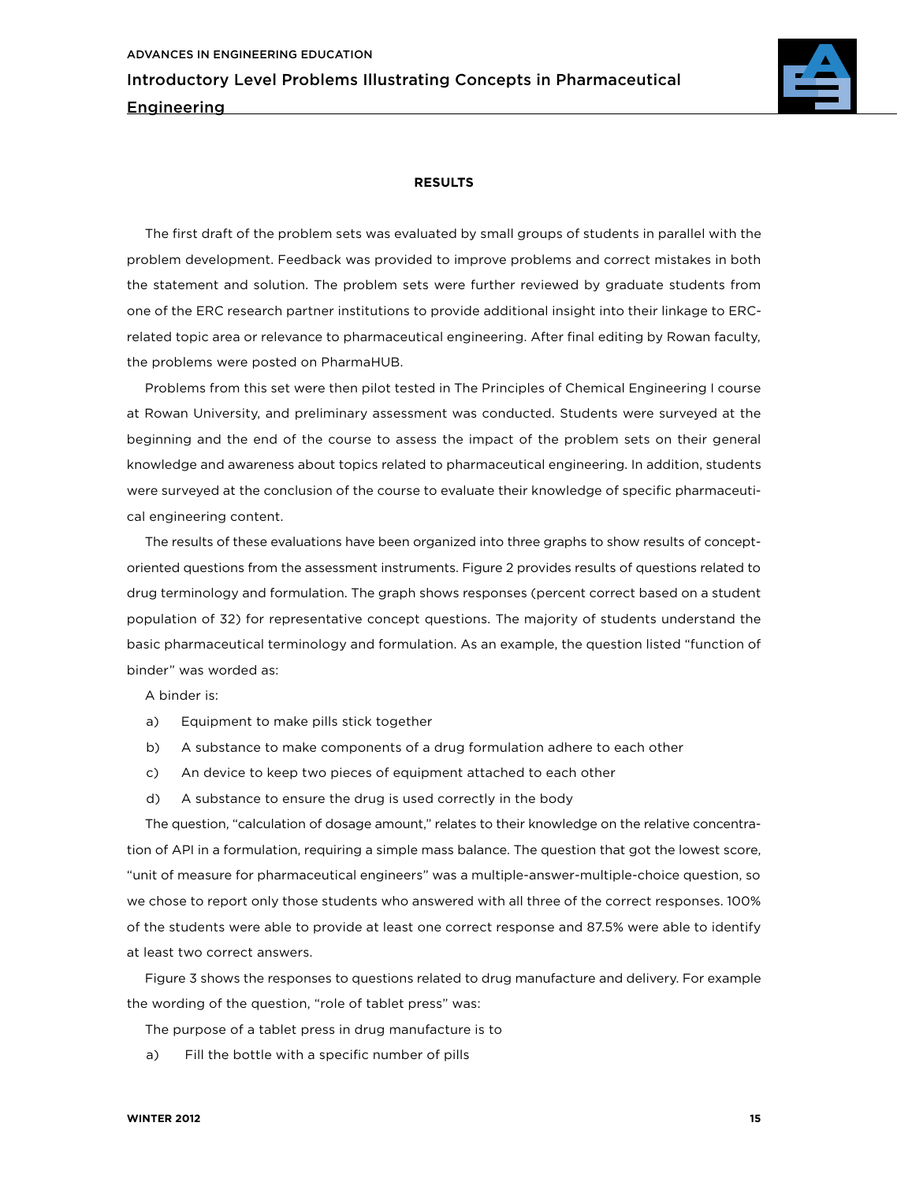## RESULTS

The first draft of the problem sets was evaluated by small groups of students in parallel with the problem development. Feedback was provided to improve problems and correct mistakes in both the statement and solution. The problem sets were further reviewed by graduate students from one of the ERC research partner institutions to provide additional insight into their linkage to ERC-related topic area or relevance to pharmaceutical engineering. After final editing by Rowan faculty, the problems were posted on PharmaHUB.

Problems from this set were then pilot tested in The Principles of Chemical Engineering I course at Rowan University, and preliminary assessment was conducted. Students were surveyed at the beginning and the end of the course to assess the impact of the problem sets on their general knowledge and awareness about topics related to pharmaceutical engineering. In addition, students were surveyed at the conclusion of the course to evaluate their knowledge of specific pharmaceutical engineering content.

The results of these evaluations have been organized into three graphs to show results of concept-oriented questions from the assessment instruments. Figure 2 provides results of questions related to drug terminology and formulation. The graph shows responses (percent correct based on a student population of 32) for representative concept questions. The majority of students understand the basic pharmaceutical terminology and formulation. As an example, the question listed "function of binder" was worded as:

A binder is:

a) Equipment to make pills stick together
b) A substance to make components of a drug formulation adhere to each other
c) An device to keep two pieces of equipment attached to each other
d) A substance to ensure the drug is used correctly in the body

The question, "calculation of dosage amount," relates to their knowledge on the relative concentration of API in a formulation, requiring a simple mass balance. The question that got the lowest score, "unit of measure for pharmaceutical engineers" was a multiple-answer-multiple-choice question, so we chose to report only those students who answered with all three of the correct responses. 100% of the students were able to provide at least one correct response and 87.5% were able to identify at least two correct answers.

Figure 3 shows the responses to questions related to drug manufacture and delivery. For example the wording of the question, "role of tablet press" was:

The purpose of a tablet press in drug manufacture is to

a) Fill the bottle with a specific number of pills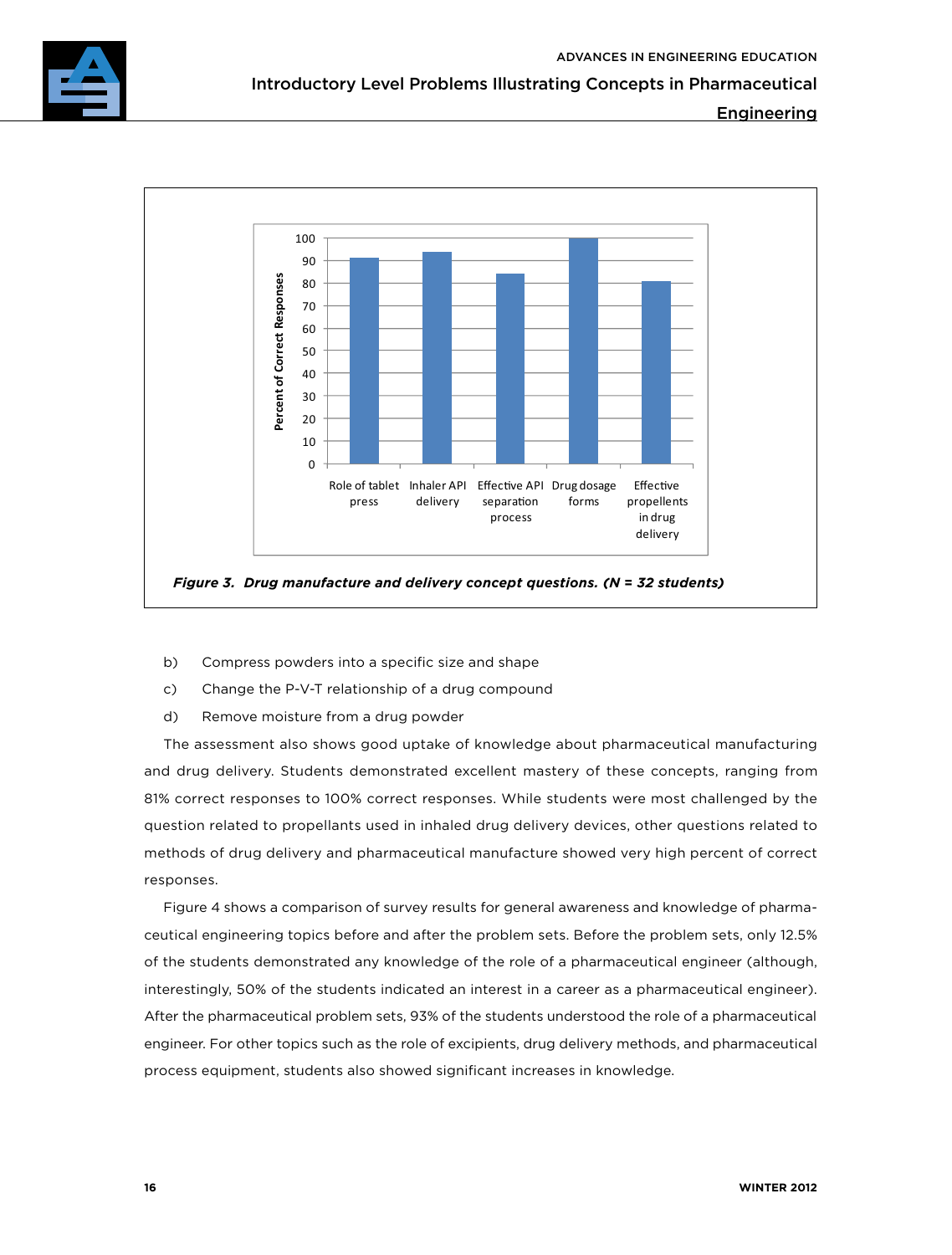**Figure 3. Drug manufacture and delivery concept questions. (N = 32 students)**

b) Compress powders into a specific size and shape

c) Change the P-V-T relationship of a drug compound

d) Remove moisture from a drug powder

The assessment also shows good uptake of knowledge about pharmaceutical manufacturing and drug delivery. Students demonstrated excellent mastery of these concepts, ranging from 81% correct responses to 100% correct responses. While students were most challenged by the question related to propellants used in inhaled drug delivery devices, other questions related to methods of drug delivery and pharmaceutical manufacture showed very high percent of correct responses.

Figure 4 shows a comparison of survey results for general awareness and knowledge of pharmaceutical engineering topics before and after the problem sets. Before the problem sets, only 12.5% of the students demonstrated any knowledge of the role of a pharmaceutical engineer (although, interestingly, 50% of the students indicated an interest in a career as a pharmaceutical engineer). After the pharmaceutical problem sets, 93% of the students understood the role of a pharmaceutical engineer. For other topics such as the role of excipients, drug delivery methods, and pharmaceutical process equipment, students also showed significant increases in knowledge.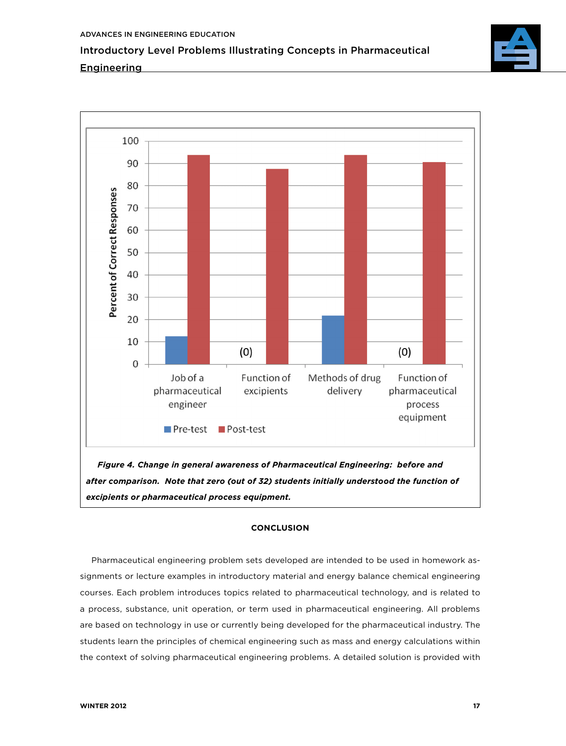*Figure 4. Change in general awareness of Pharmaceutical Engineering: before and after comparison. Note that zero (out of 32) students initially understood the function of excipients or pharmaceutical process equipment.*

## CONCLUSION

Pharmaceutical engineering problem sets developed are intended to be used in homework assignments or lecture examples in introductory material and energy balance chemical engineering courses. Each problem introduces topics related to pharmaceutical technology, and is related to a process, substance, unit operation, or term used in pharmaceutical engineering. All problems are based on technology in use or currently being developed for the pharmaceutical industry. The students learn the principles of chemical engineering such as mass and energy calculations within the context of solving pharmaceutical engineering problems. A detailed solution is provided with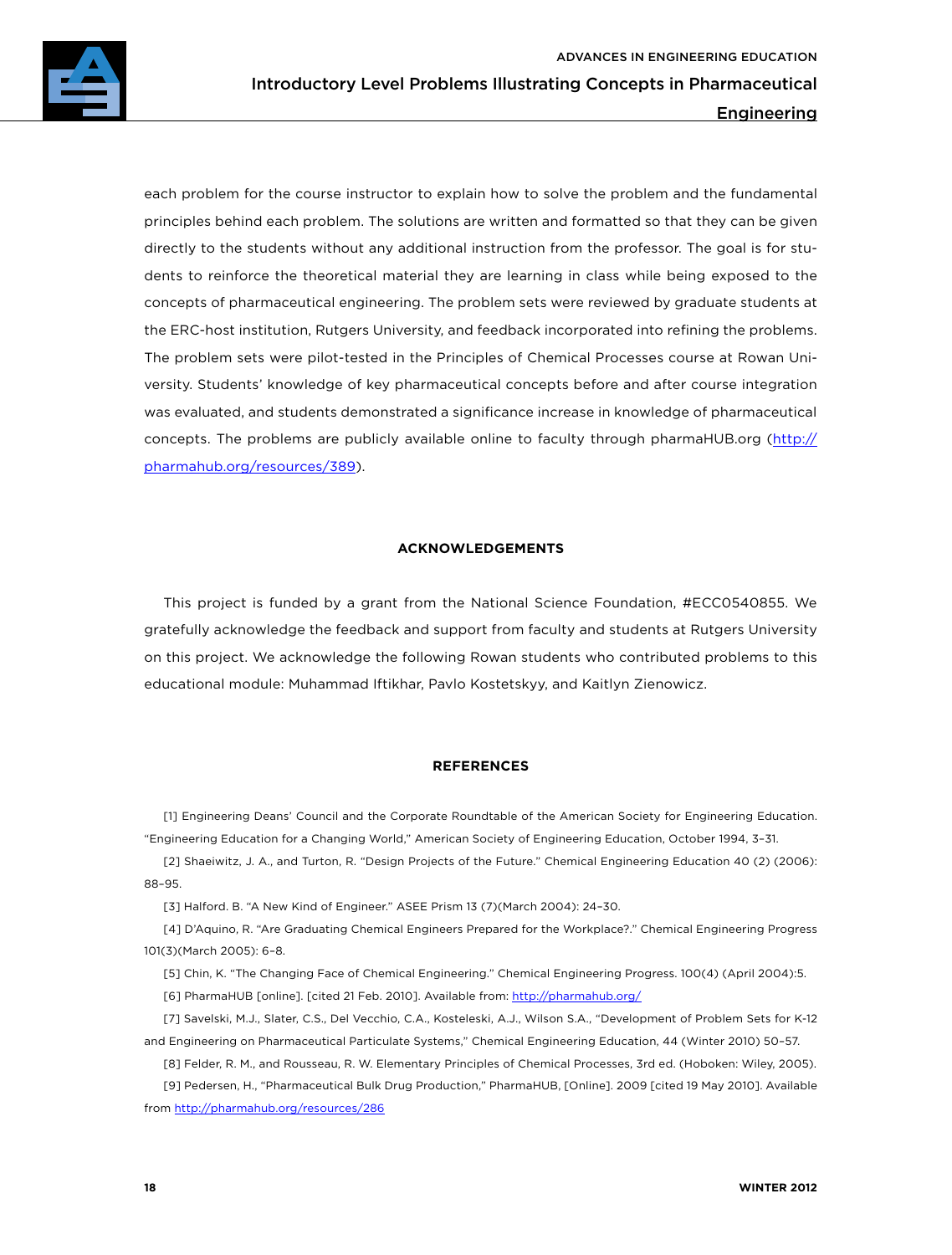each problem for the course instructor to explain how to solve the problem and the fundamental principles behind each problem. The solutions are written and formatted so that they can be given directly to the students without any additional instruction from the professor. The goal is for students to reinforce the theoretical material they are learning in class while being exposed to the concepts of pharmaceutical engineering. The problem sets were reviewed by graduate students at the ERC-host institution, Rutgers University, and feedback incorporated into refining the problems. The problem sets were pilot-tested in the Principles of Chemical Processes course at Rowan University. Students' knowledge of key pharmaceutical concepts before and after course integration was evaluated, and students demonstrated a significance increase in knowledge of pharmaceutical concepts. The problems are publicly available online to faculty through pharmaHUB.org (http://pharmahub.org/resources/389).

## ACKNOWLEDGEMENTS

This project is funded by a grant from the National Science Foundation, #ECC0540855. We gratefully acknowledge the feedback and support from faculty and students at Rutgers University on this project. We acknowledge the following Rowan students who contributed problems to this educational module: Muhammad Iftikhar, Pavlo Kostetskyy, and Kaitlyn Zienowicz.

## REFERENCES

[1] Engineering Deans' Council and the Corporate Roundtable of the American Society for Engineering Education. "Engineering Education for a Changing World," American Society of Engineering Education, October 1994, 3–31.

[2] Shaeiwitz, J. A., and Turton, R. "Design Projects of the Future." Chemical Engineering Education 40 (2) (2006): 88–95.

[3] Halford. B. "A New Kind of Engineer." ASEE Prism 13 (7)(March 2004): 24–30.

[4] D'Aquino, R. "Are Graduating Chemical Engineers Prepared for the Workplace?." Chemical Engineering Progress 101(3)(March 2005): 6–8.

[5] Chin, K. "The Changing Face of Chemical Engineering." Chemical Engineering Progress. 100(4) (April 2004):5.

[6] PharmaHUB [online]. [cited 21 Feb. 2010]. Available from: http://pharmahub.org/

[7] Savelski, M.J., Slater, C.S., Del Vecchio, C.A., Kosteleski, A.J., Wilson S.A., "Development of Problem Sets for K-12 and Engineering on Pharmaceutical Particulate Systems," Chemical Engineering Education, 44 (Winter 2010) 50–57.

[8] Felder, R. M., and Rousseau, R. W. Elementary Principles of Chemical Processes, 3rd ed. (Hoboken: Wiley, 2005).

[9] Pedersen, H., "Pharmaceutical Bulk Drug Production," PharmaHUB, [Online]. 2009 [cited 19 May 2010]. Available from http://pharmahub.org/resources/286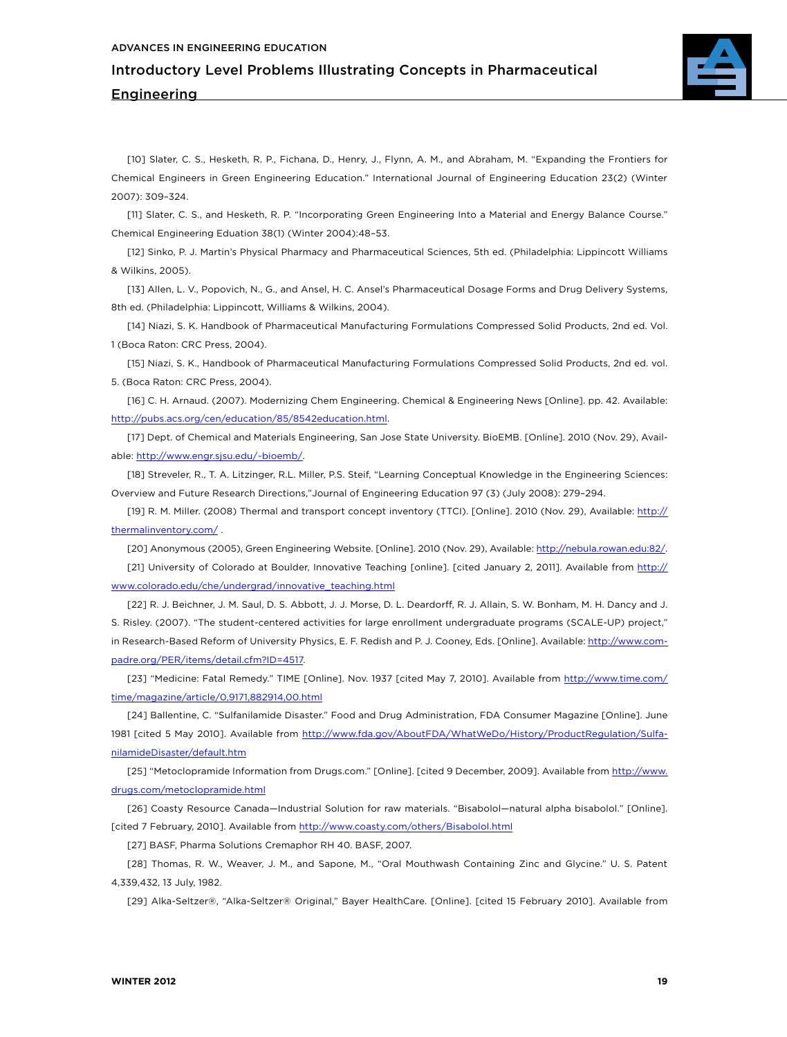[10] Slater, C. S., Hesketh, R. P., Fichana, D., Henry, J., Flynn, A. M., and Abraham, M. "Expanding the Frontiers for Chemical Engineers in Green Engineering Education." International Journal of Engineering Education 23(2) (Winter 2007): 309–324.

[11] Slater, C. S., and Hesketh, R. P. "Incorporating Green Engineering Into a Material and Energy Balance Course." Chemical Engineering Eduation 38(1) (Winter 2004):48–53.

[12] Sinko, P. J. Martin's Physical Pharmacy and Pharmaceutical Sciences, 5th ed. (Philadelphia: Lippincott Williams & Wilkins, 2005).

[13] Allen, L. V., Popovich, N., G., and Ansel, H. C. Ansel's Pharmaceutical Dosage Forms and Drug Delivery Systems, 8th ed. (Philadelphia: Lippincott, Williams & Wilkins, 2004).

[14] Niazi, S. K. Handbook of Pharmaceutical Manufacturing Formulations Compressed Solid Products, 2nd ed. Vol. 1 (Boca Raton: CRC Press, 2004).

[15] Niazi, S. K., Handbook of Pharmaceutical Manufacturing Formulations Compressed Solid Products, 2nd ed. vol. 5. (Boca Raton: CRC Press, 2004).

[16] C. H. Arnaud. (2007). Modernizing Chem Engineering. Chemical & Engineering News [Online]. pp. 42. Available: http://pubs.acs.org/cen/education/85/8542education.html.

[17] Dept. of Chemical and Materials Engineering, San Jose State University. BioEMB. [Online]. 2010 (Nov. 29), Available: http://www.engr.sjsu.edu/~bioemb/.

[18] Streveler, R., T. A. Litzinger, R.L. Miller, P.S. Steif, "Learning Conceptual Knowledge in the Engineering Sciences: Overview and Future Research Directions,"Journal of Engineering Education 97 (3) (July 2008): 279–294.

[19] R. M. Miller. (2008) Thermal and transport concept inventory (TTCI). [Online]. 2010 (Nov. 29), Available: http://thermalinventory.com/ .

[20] Anonymous (2005), Green Engineering Website. [Online]. 2010 (Nov. 29), Available: http://nebula.rowan.edu:82/.

[21] University of Colorado at Boulder, Innovative Teaching [online]. [cited January 2, 2011]. Available from http://www.colorado.edu/che/undergrad/innovative_teaching.html

[22] R. J. Beichner, J. M. Saul, D. S. Abbott, J. J. Morse, D. L. Deardorff, R. J. Allain, S. W. Bonham, M. H. Dancy and J. S. Risley. (2007). "The student-centered activities for large enrollment undergraduate programs (SCALE-UP) project," in Research-Based Reform of University Physics, E. F. Redish and P. J. Cooney, Eds. [Online]. Available: http://www.compadre.org/PER/items/detail.cfm?ID=4517.

[23] "Medicine: Fatal Remedy." TIME [Online]. Nov. 1937 [cited May 7, 2010]. Available from http://www.time.com/time/magazine/article/0,9171,882914,00.html

[24] Ballentine, C. "Sulfanilamide Disaster." Food and Drug Administration, FDA Consumer Magazine [Online]. June 1981 [cited 5 May 2010]. Available from http://www.fda.gov/AboutFDA/WhatWeDo/History/ProductRegulation/SulfanilamideDisaster/default.htm

[25] "Metoclopramide Information from Drugs.com." [Online]. [cited 9 December, 2009]. Available from http://www.drugs.com/metoclopramide.html

[26] Coasty Resource Canada—Industrial Solution for raw materials. "Bisabolol—natural alpha bisabolol." [Online]. [cited 7 February, 2010]. Available from http://www.coasty.com/others/Bisabolol.html

[27] BASF, Pharma Solutions Cremaphor RH 40. BASF, 2007.

[28] Thomas, R. W., Weaver, J. M., and Sapone, M., "Oral Mouthwash Containing Zinc and Glycine." U. S. Patent 4,339,432, 13 July, 1982.

[29] Alka-Seltzer®, "Alka-Seltzer® Original," Bayer HealthCare. [Online]. [cited 15 February 2010]. Available from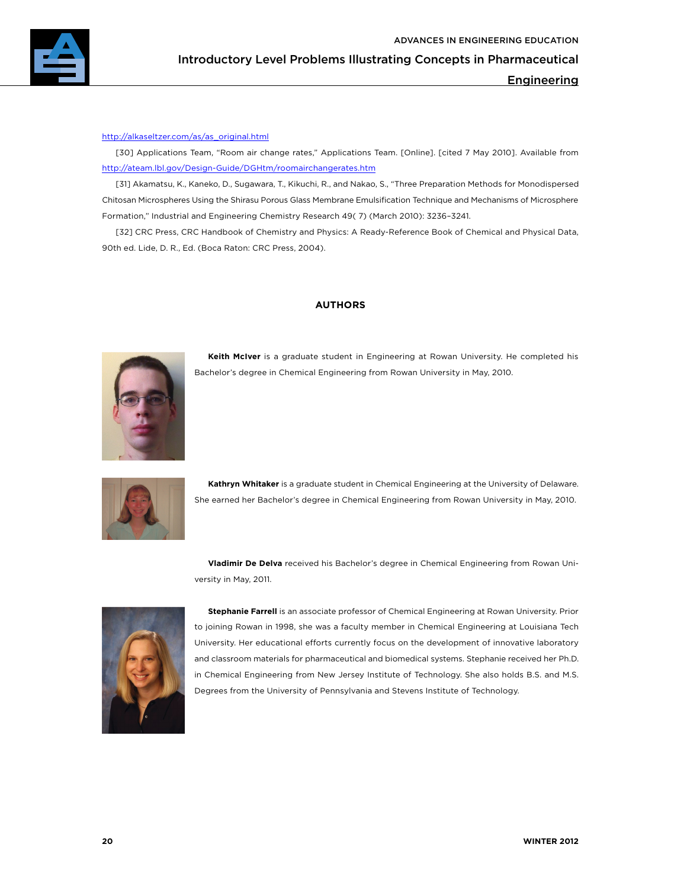http://alkaseltzer.com/as/as_original.html

[30] Applications Team, "Room air change rates," Applications Team. [Online]. [cited 7 May 2010]. Available from http://ateam.lbl.gov/Design-Guide/DGHtm/roomairchangerates.htm

[31] Akamatsu, K., Kaneko, D., Sugawara, T., Kikuchi, R., and Nakao, S., "Three Preparation Methods for Monodispersed Chitosan Microspheres Using the Shirasu Porous Glass Membrane Emulsification Technique and Mechanisms of Microsphere Formation," Industrial and Engineering Chemistry Research 49( 7) (March 2010): 3236–3241.

[32] CRC Press, CRC Handbook of Chemistry and Physics: A Ready-Reference Book of Chemical and Physical Data, 90th ed. Lide, D. R., Ed. (Boca Raton: CRC Press, 2004).

## AUTHORS

**Keith McIver** is a graduate student in Engineering at Rowan University. He completed his Bachelor's degree in Chemical Engineering from Rowan University in May, 2010.

**Kathryn Whitaker** is a graduate student in Chemical Engineering at the University of Delaware. She earned her Bachelor's degree in Chemical Engineering from Rowan University in May, 2010.

**Vladimir De Delva** received his Bachelor's degree in Chemical Engineering from Rowan University in May, 2011.

**Stephanie Farrell** is an associate professor of Chemical Engineering at Rowan University. Prior to joining Rowan in 1998, she was a faculty member in Chemical Engineering at Louisiana Tech University. Her educational efforts currently focus on the development of innovative laboratory and classroom materials for pharmaceutical and biomedical systems. Stephanie received her Ph.D. in Chemical Engineering from New Jersey Institute of Technology. She also holds B.S. and M.S. Degrees from the University of Pennsylvania and Stevens Institute of Technology.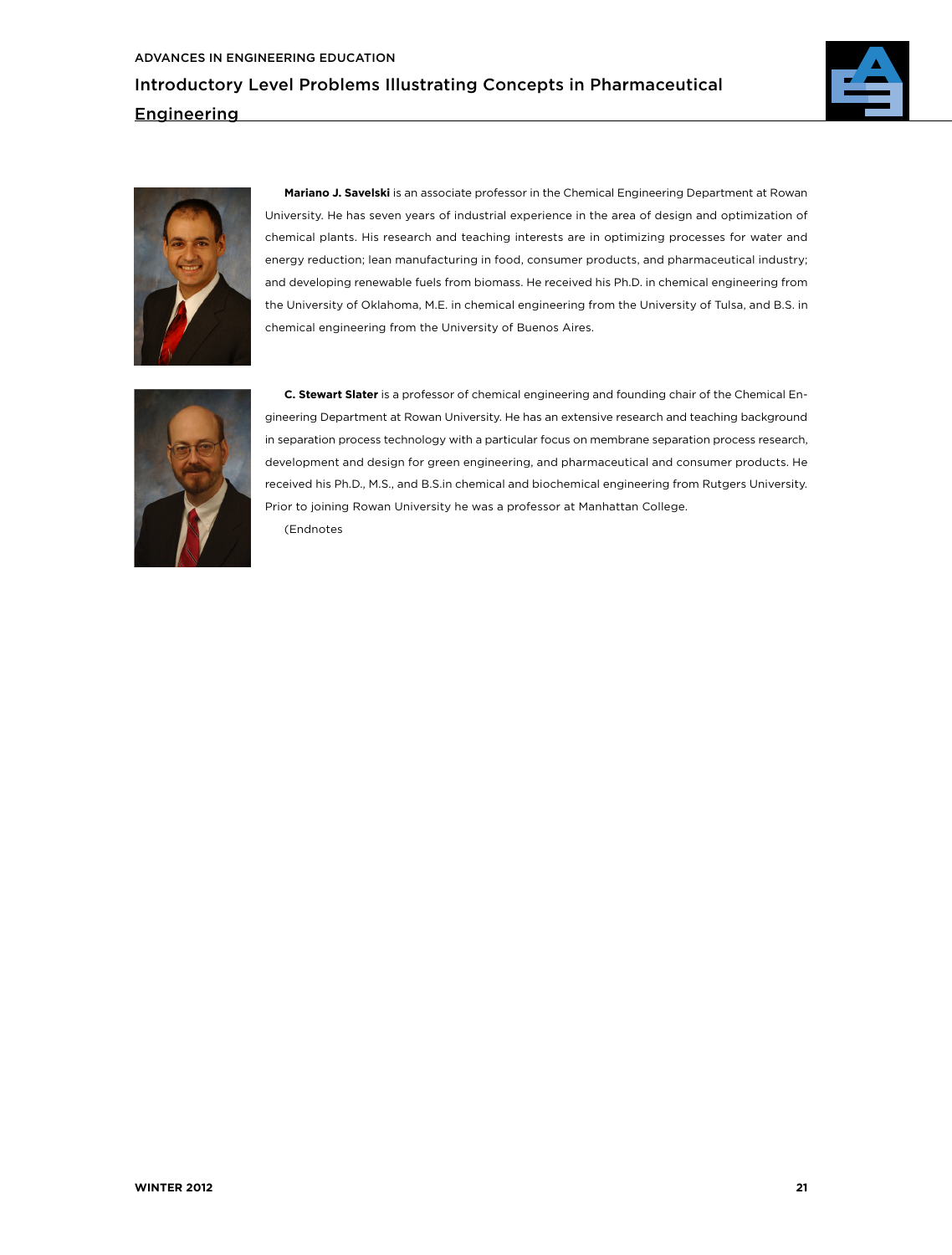**Mariano J. Savelski** is an associate professor in the Chemical Engineering Department at Rowan University. He has seven years of industrial experience in the area of design and optimization of chemical plants. His research and teaching interests are in optimizing processes for water and energy reduction; lean manufacturing in food, consumer products, and pharmaceutical industry; and developing renewable fuels from biomass. He received his Ph.D. in chemical engineering from the University of Oklahoma, M.E. in chemical engineering from the University of Tulsa, and B.S. in chemical engineering from the University of Buenos Aires.

**C. Stewart Slater** is a professor of chemical engineering and founding chair of the Chemical Engineering Department at Rowan University. He has an extensive research and teaching background in separation process technology with a particular focus on membrane separation process research, development and design for green engineering, and pharmaceutical and consumer products. He received his Ph.D., M.S., and B.S.in chemical and biochemical engineering from Rutgers University. Prior to joining Rowan University he was a professor at Manhattan College.

(Endnotes